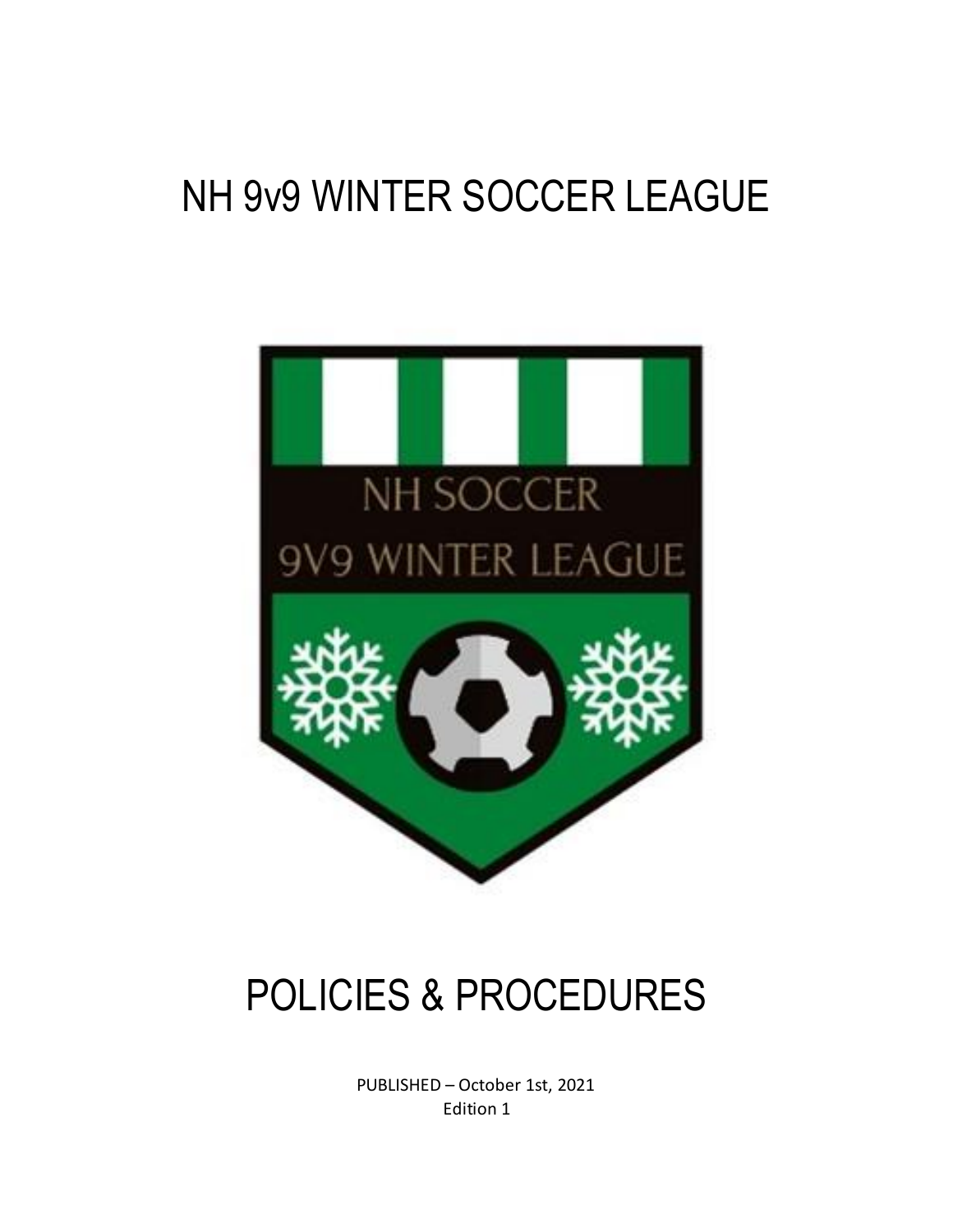# NH 9v9 WINTER SOCCER LEAGUE

NH SOCCER
9V9 WINTER LEAGUE

# POLICIES & PROCEDURES

PUBLISHED – October 1st, 2021
Edition 1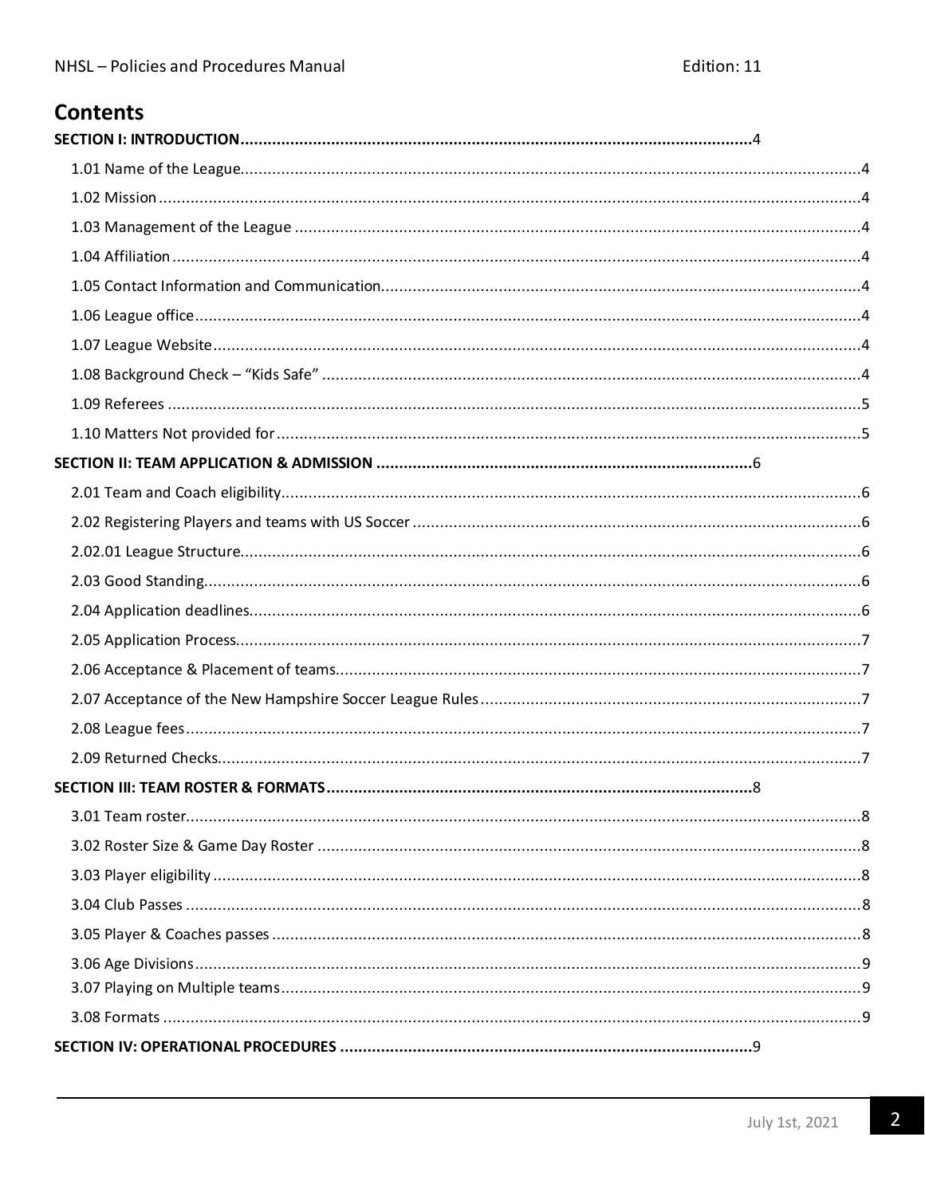# Contents

**SECTION I: INTRODUCTION** .......... 4

- 1.01 Name of the League .......... 4
- 1.02 Mission .......... 4
- 1.03 Management of the League .......... 4
- 1.04 Affiliation .......... 4
- 1.05 Contact Information and Communication .......... 4
- 1.06 League office .......... 4
- 1.07 League Website .......... 4
- 1.08 Background Check – "Kids Safe" .......... 4
- 1.09 Referees .......... 5
- 1.10 Matters Not provided for .......... 5

**SECTION II: TEAM APPLICATION & ADMISSION** .......... 6

- 2.01 Team and Coach eligibility .......... 6
- 2.02 Registering Players and teams with US Soccer .......... 6
- 2.02.01 League Structure .......... 6
- 2.03 Good Standing .......... 6
- 2.04 Application deadlines .......... 6
- 2.05 Application Process .......... 7
- 2.06 Acceptance & Placement of teams .......... 7
- 2.07 Acceptance of the New Hampshire Soccer League Rules .......... 7
- 2.08 League fees .......... 7
- 2.09 Returned Checks .......... 7

**SECTION III: TEAM ROSTER & FORMATS** .......... 8

- 3.01 Team roster .......... 8
- 3.02 Roster Size & Game Day Roster .......... 8
- 3.03 Player eligibility .......... 8
- 3.04 Club Passes .......... 8
- 3.05 Player & Coaches passes .......... 8
- 3.06 Age Divisions .......... 9
- 3.07 Playing on Multiple teams .......... 9
- 3.08 Formats .......... 9

**SECTION IV: OPERATIONAL PROCEDURES** .......... 9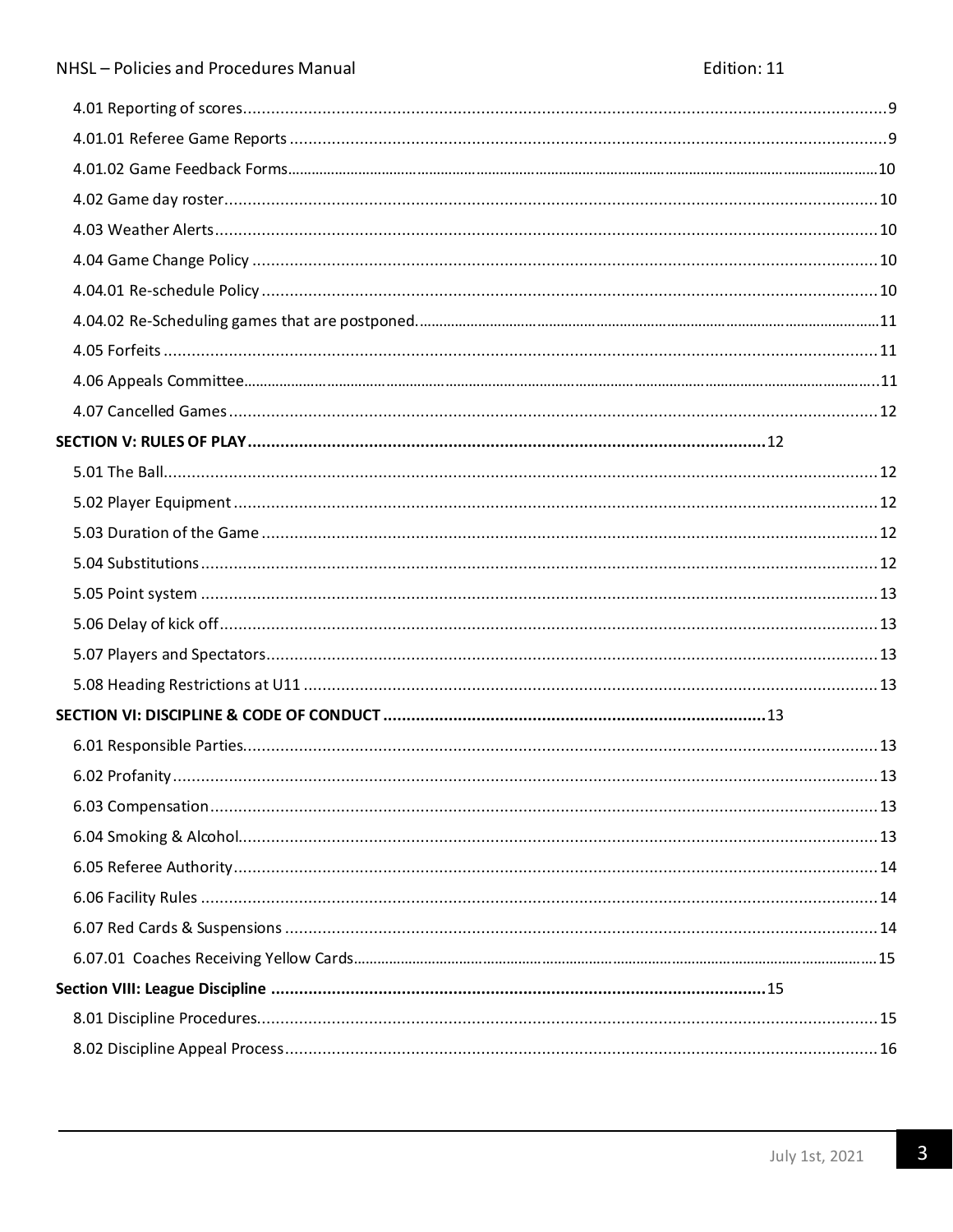4.01 Reporting of scores........................................................................................................................9

4.01.01 Referee Game Reports ................................................................................................................9

4.01.02 Game Feedback Forms.................................................................................................................10

4.02 Game day roster..........................................................................................................................10

4.03 Weather Alerts.............................................................................................................................10

4.04 Game Change Policy ...................................................................................................................10

4.04.01 Re-schedule Policy ..................................................................................................................10

4.04.02 Re-Scheduling games that are postponed.....................................................................................11

4.05 Forfeits .......................................................................................................................................11

4.06 Appeals Committee.......................................................................................................................11

4.07 Cancelled Games .........................................................................................................................12

**SECTION V: RULES OF PLAY.............................................................................................................12**

5.01 The Ball.......................................................................................................................................12

5.02 Player Equipment ........................................................................................................................12

5.03 Duration of the Game ..................................................................................................................12

5.04 Substitutions...............................................................................................................................12

5.05 Point system ...............................................................................................................................13

5.06 Delay of kick off...........................................................................................................................13

5.07 Players and Spectators.................................................................................................................13

5.08 Heading Restrictions at U11 .........................................................................................................13

**SECTION VI: DISCIPLINE & CODE OF CONDUCT ...............................................................................13**

6.01 Responsible Parties......................................................................................................................13

6.02 Profanity .....................................................................................................................................13

6.03 Compensation.............................................................................................................................13

6.04 Smoking & Alcohol.......................................................................................................................13

6.05 Referee Authority........................................................................................................................14

6.06 Facility Rules ...............................................................................................................................14

6.07 Red Cards & Suspensions .............................................................................................................14

6.07.01 Coaches Receiving Yellow Cards.................................................................................................15

**Section VIII: League Discipline .........................................................................................................15**

8.01 Discipline Procedures....................................................................................................................15

8.02 Discipline Appeal Process .............................................................................................................16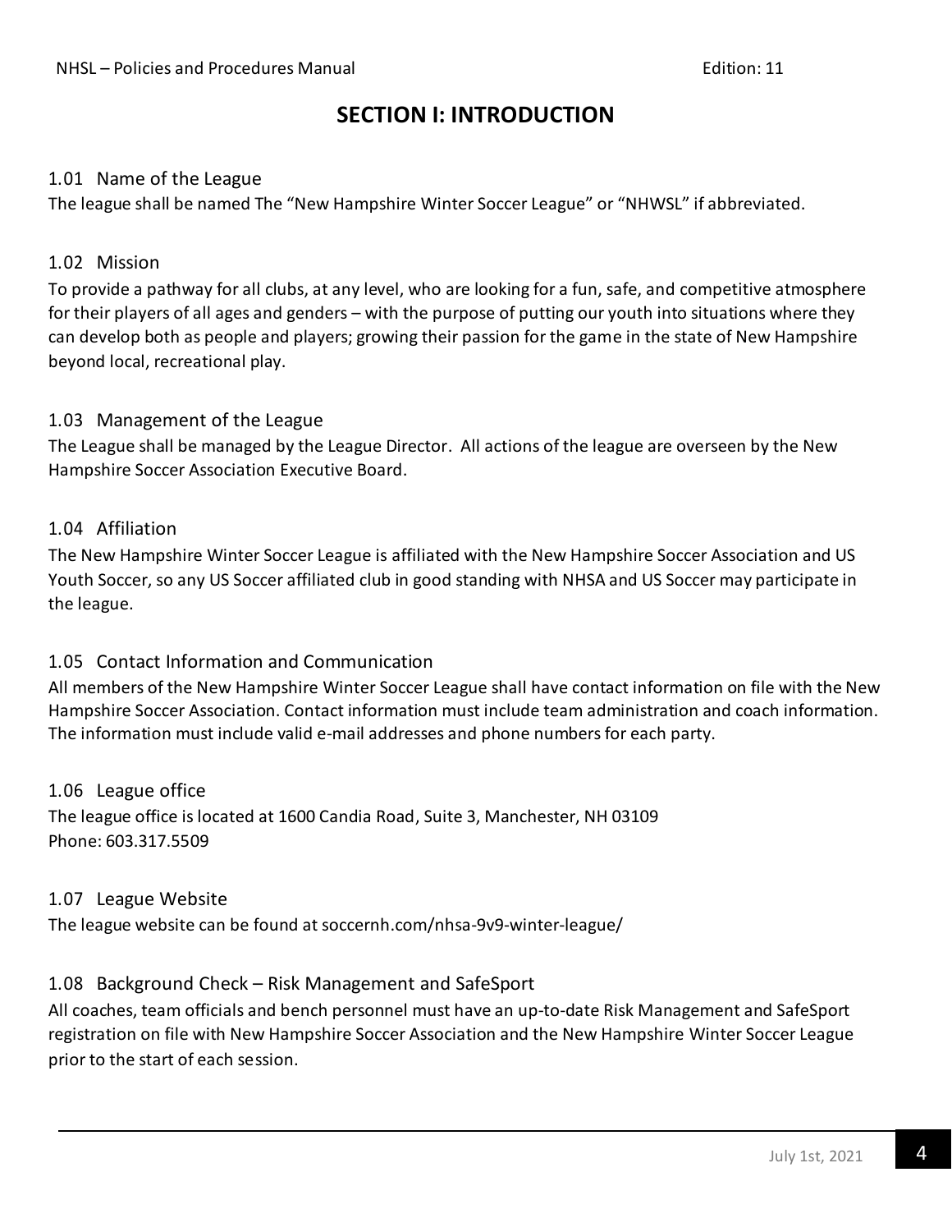# SECTION I: INTRODUCTION

### 1.01 Name of the League

The league shall be named The “New Hampshire Winter Soccer League” or “NHWSL” if abbreviated.

### 1.02 Mission

To provide a pathway for all clubs, at any level, who are looking for a fun, safe, and competitive atmosphere for their players of all ages and genders – with the purpose of putting our youth into situations where they can develop both as people and players; growing their passion for the game in the state of New Hampshire beyond local, recreational play.

### 1.03 Management of the League

The League shall be managed by the League Director. All actions of the league are overseen by the New Hampshire Soccer Association Executive Board.

### 1.04 Affiliation

The New Hampshire Winter Soccer League is affiliated with the New Hampshire Soccer Association and US Youth Soccer, so any US Soccer affiliated club in good standing with NHSA and US Soccer may participate in the league.

### 1.05 Contact Information and Communication

All members of the New Hampshire Winter Soccer League shall have contact information on file with the New Hampshire Soccer Association. Contact information must include team administration and coach information. The information must include valid e-mail addresses and phone numbers for each party.

### 1.06 League office

The league office is located at 1600 Candia Road, Suite 3, Manchester, NH 03109
Phone: 603.317.5509

### 1.07 League Website

The league website can be found at soccernh.com/nhsa-9v9-winter-league/

### 1.08 Background Check – Risk Management and SafeSport

All coaches, team officials and bench personnel must have an up-to-date Risk Management and SafeSport registration on file with New Hampshire Soccer Association and the New Hampshire Winter Soccer League prior to the start of each session.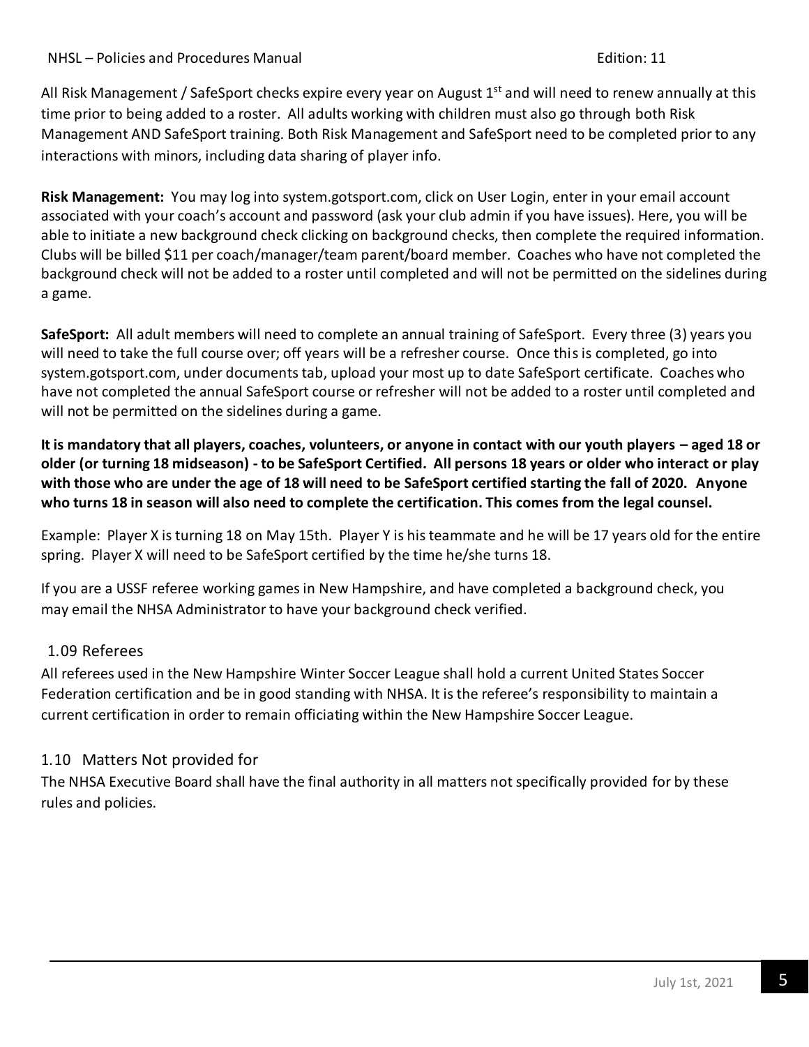All Risk Management / SafeSport checks expire every year on August 1st and will need to renew annually at this time prior to being added to a roster. All adults working with children must also go through both Risk Management AND SafeSport training. Both Risk Management and SafeSport need to be completed prior to any interactions with minors, including data sharing of player info.

**Risk Management:** You may log into system.gotsport.com, click on User Login, enter in your email account associated with your coach's account and password (ask your club admin if you have issues). Here, you will be able to initiate a new background check clicking on background checks, then complete the required information. Clubs will be billed $11 per coach/manager/team parent/board member. Coaches who have not completed the background check will not be added to a roster until completed and will not be permitted on the sidelines during a game.

**SafeSport:** All adult members will need to complete an annual training of SafeSport. Every three (3) years you will need to take the full course over; off years will be a refresher course. Once this is completed, go into system.gotsport.com, under documents tab, upload your most up to date SafeSport certificate. Coaches who have not completed the annual SafeSport course or refresher will not be added to a roster until completed and will not be permitted on the sidelines during a game.

**It is mandatory that all players, coaches, volunteers, or anyone in contact with our youth players – aged 18 or older (or turning 18 midseason) - to be SafeSport Certified. All persons 18 years or older who interact or play with those who are under the age of 18 will need to be SafeSport certified starting the fall of 2020. Anyone who turns 18 in season will also need to complete the certification. This comes from the legal counsel.**

Example: Player X is turning 18 on May 15th. Player Y is his teammate and he will be 17 years old for the entire spring. Player X will need to be SafeSport certified by the time he/she turns 18.

If you are a USSF referee working games in New Hampshire, and have completed a background check, you may email the NHSA Administrator to have your background check verified.

### 1.09 Referees

All referees used in the New Hampshire Winter Soccer League shall hold a current United States Soccer Federation certification and be in good standing with NHSA. It is the referee's responsibility to maintain a current certification in order to remain officiating within the New Hampshire Soccer League.

### 1.10 Matters Not provided for

The NHSA Executive Board shall have the final authority in all matters not specifically provided for by these rules and policies.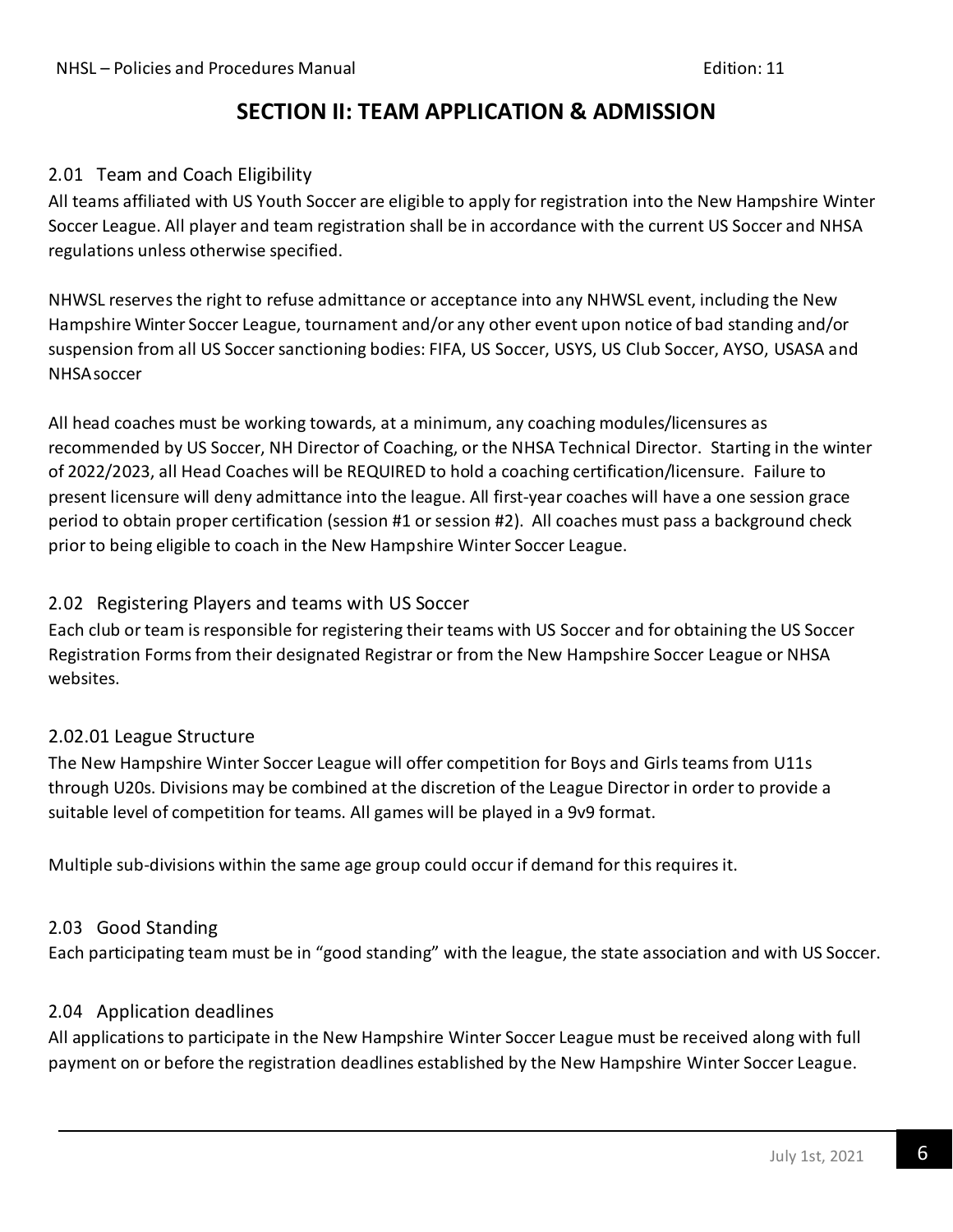# SECTION II: TEAM APPLICATION & ADMISSION

## 2.01 Team and Coach Eligibility

All teams affiliated with US Youth Soccer are eligible to apply for registration into the New Hampshire Winter Soccer League. All player and team registration shall be in accordance with the current US Soccer and NHSA regulations unless otherwise specified.

NHWSL reserves the right to refuse admittance or acceptance into any NHWSL event, including the New Hampshire Winter Soccer League, tournament and/or any other event upon notice of bad standing and/or suspension from all US Soccer sanctioning bodies: FIFA, US Soccer, USYS, US Club Soccer, AYSO, USASA and NHSA soccer

All head coaches must be working towards, at a minimum, any coaching modules/licensures as recommended by US Soccer, NH Director of Coaching, or the NHSA Technical Director. Starting in the winter of 2022/2023, all Head Coaches will be REQUIRED to hold a coaching certification/licensure. Failure to present licensure will deny admittance into the league. All first-year coaches will have a one session grace period to obtain proper certification (session #1 or session #2). All coaches must pass a background check prior to being eligible to coach in the New Hampshire Winter Soccer League.

## 2.02 Registering Players and teams with US Soccer

Each club or team is responsible for registering their teams with US Soccer and for obtaining the US Soccer Registration Forms from their designated Registrar or from the New Hampshire Soccer League or NHSA websites.

### 2.02.01 League Structure

The New Hampshire Winter Soccer League will offer competition for Boys and Girls teams from U11s through U20s. Divisions may be combined at the discretion of the League Director in order to provide a suitable level of competition for teams. All games will be played in a 9v9 format.

Multiple sub-divisions within the same age group could occur if demand for this requires it.

## 2.03 Good Standing

Each participating team must be in "good standing" with the league, the state association and with US Soccer.

## 2.04 Application deadlines

All applications to participate in the New Hampshire Winter Soccer League must be received along with full payment on or before the registration deadlines established by the New Hampshire Winter Soccer League.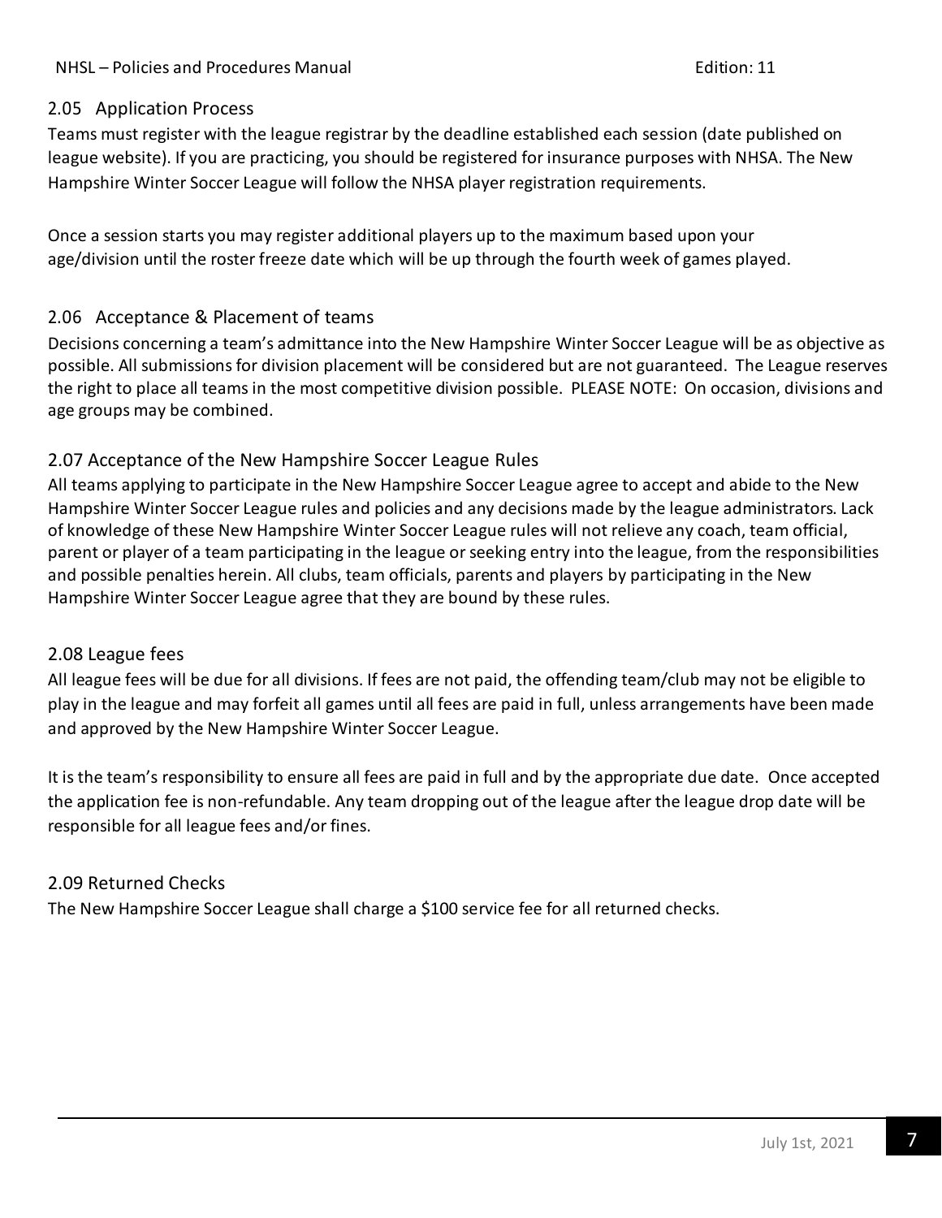### 2.05 Application Process

Teams must register with the league registrar by the deadline established each session (date published on league website). If you are practicing, you should be registered for insurance purposes with NHSA. The New Hampshire Winter Soccer League will follow the NHSA player registration requirements.

Once a session starts you may register additional players up to the maximum based upon your age/division until the roster freeze date which will be up through the fourth week of games played.

### 2.06 Acceptance & Placement of teams

Decisions concerning a team's admittance into the New Hampshire Winter Soccer League will be as objective as possible. All submissions for division placement will be considered but are not guaranteed. The League reserves the right to place all teams in the most competitive division possible. PLEASE NOTE: On occasion, divisions and age groups may be combined.

### 2.07 Acceptance of the New Hampshire Soccer League Rules

All teams applying to participate in the New Hampshire Soccer League agree to accept and abide to the New Hampshire Winter Soccer League rules and policies and any decisions made by the league administrators. Lack of knowledge of these New Hampshire Winter Soccer League rules will not relieve any coach, team official, parent or player of a team participating in the league or seeking entry into the league, from the responsibilities and possible penalties herein. All clubs, team officials, parents and players by participating in the New Hampshire Winter Soccer League agree that they are bound by these rules.

### 2.08 League fees

All league fees will be due for all divisions. If fees are not paid, the offending team/club may not be eligible to play in the league and may forfeit all games until all fees are paid in full, unless arrangements have been made and approved by the New Hampshire Winter Soccer League.

It is the team's responsibility to ensure all fees are paid in full and by the appropriate due date. Once accepted the application fee is non-refundable. Any team dropping out of the league after the league drop date will be responsible for all league fees and/or fines.

### 2.09 Returned Checks

The New Hampshire Soccer League shall charge a $100 service fee for all returned checks.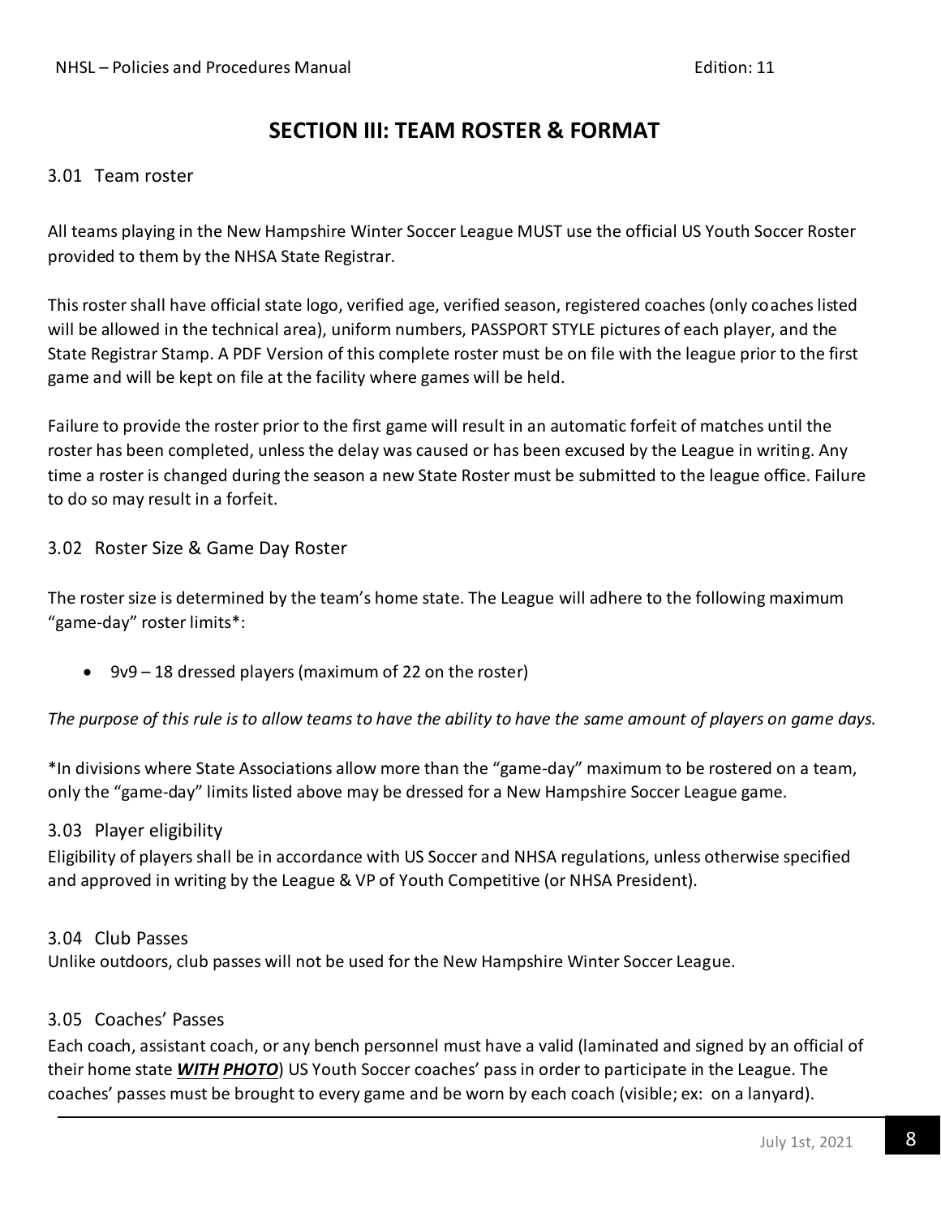## SECTION III: TEAM ROSTER & FORMAT

### 3.01 Team roster

All teams playing in the New Hampshire Winter Soccer League MUST use the official US Youth Soccer Roster provided to them by the NHSA State Registrar.

This roster shall have official state logo, verified age, verified season, registered coaches (only coaches listed will be allowed in the technical area), uniform numbers, PASSPORT STYLE pictures of each player, and the State Registrar Stamp. A PDF Version of this complete roster must be on file with the league prior to the first game and will be kept on file at the facility where games will be held.

Failure to provide the roster prior to the first game will result in an automatic forfeit of matches until the roster has been completed, unless the delay was caused or has been excused by the League in writing. Any time a roster is changed during the season a new State Roster must be submitted to the league office. Failure to do so may result in a forfeit.

### 3.02 Roster Size & Game Day Roster

The roster size is determined by the team's home state. The League will adhere to the following maximum "game-day" roster limits*:

- 9v9 – 18 dressed players (maximum of 22 on the roster)

*The purpose of this rule is to allow teams to have the ability to have the same amount of players on game days.*

*In divisions where State Associations allow more than the "game-day" maximum to be rostered on a team, only the "game-day" limits listed above may be dressed for a New Hampshire Soccer League game.

### 3.03 Player eligibility

Eligibility of players shall be in accordance with US Soccer and NHSA regulations, unless otherwise specified and approved in writing by the League & VP of Youth Competitive (or NHSA President).

### 3.04 Club Passes

Unlike outdoors, club passes will not be used for the New Hampshire Winter Soccer League.

### 3.05 Coaches' Passes

Each coach, assistant coach, or any bench personnel must have a valid (laminated and signed by an official of their home state ***WITH PHOTO***) US Youth Soccer coaches' pass in order to participate in the League. The coaches' passes must be brought to every game and be worn by each coach (visible; ex: on a lanyard).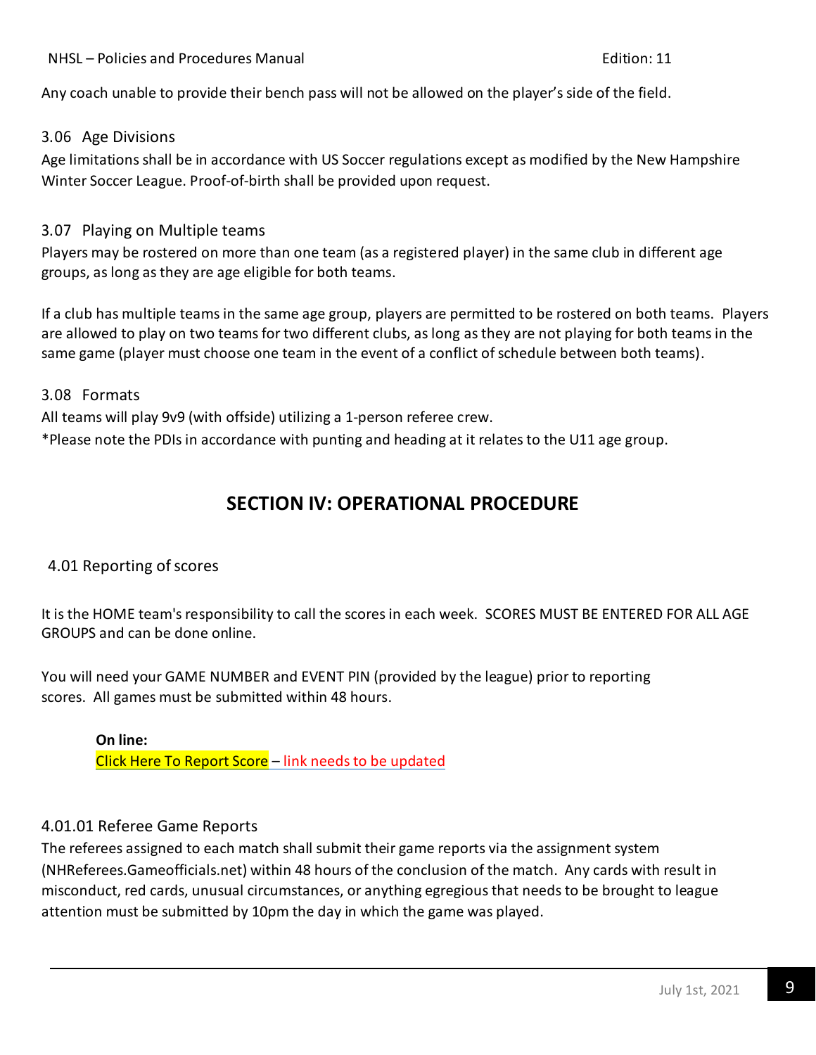Any coach unable to provide their bench pass will not be allowed on the player's side of the field.

### 3.06 Age Divisions

Age limitations shall be in accordance with US Soccer regulations except as modified by the New Hampshire Winter Soccer League. Proof-of-birth shall be provided upon request.

### 3.07 Playing on Multiple teams

Players may be rostered on more than one team (as a registered player) in the same club in different age groups, as long as they are age eligible for both teams.

If a club has multiple teams in the same age group, players are permitted to be rostered on both teams. Players are allowed to play on two teams for two different clubs, as long as they are not playing for both teams in the same game (player must choose one team in the event of a conflict of schedule between both teams).

### 3.08 Formats

All teams will play 9v9 (with offside) utilizing a 1-person referee crew.

*Please note the PDIs in accordance with punting and heading at it relates to the U11 age group.

## SECTION IV: OPERATIONAL PROCEDURE

### 4.01 Reporting of scores

It is the HOME team's responsibility to call the scores in each week. SCORES MUST BE ENTERED FOR ALL AGE GROUPS and can be done online.

You will need your GAME NUMBER and EVENT PIN (provided by the league) prior to reporting scores. All games must be submitted within 48 hours.

**On line:**
Click Here To Report Score – link needs to be updated

#### 4.01.01 Referee Game Reports

The referees assigned to each match shall submit their game reports via the assignment system (NHReferees.Gameofficials.net) within 48 hours of the conclusion of the match. Any cards with result in misconduct, red cards, unusual circumstances, or anything egregious that needs to be brought to league attention must be submitted by 10pm the day in which the game was played.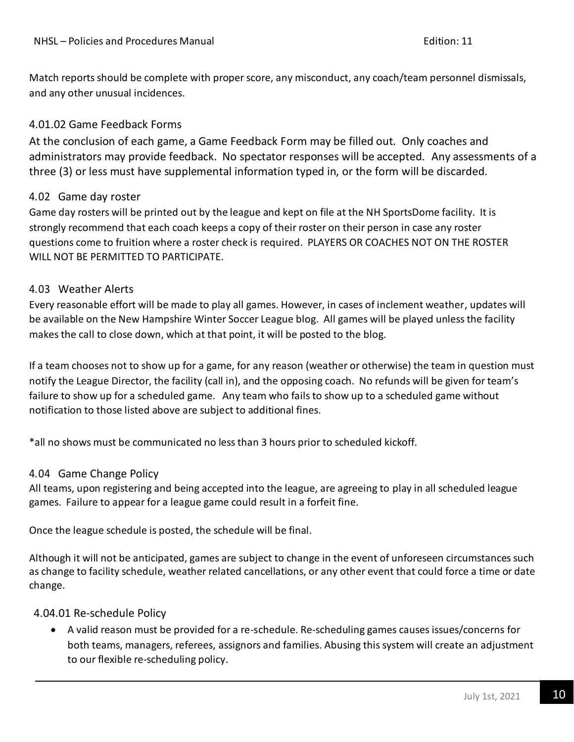Match reports should be complete with proper score, any misconduct, any coach/team personnel dismissals, and any other unusual incidences.

#### 4.01.02 Game Feedback Forms

At the conclusion of each game, a Game Feedback Form may be filled out. Only coaches and administrators may provide feedback. No spectator responses will be accepted. Any assessments of a three (3) or less must have supplemental information typed in, or the form will be discarded.

### 4.02 Game day roster

Game day rosters will be printed out by the league and kept on file at the NH SportsDome facility. It is strongly recommend that each coach keeps a copy of their roster on their person in case any roster questions come to fruition where a roster check is required. PLAYERS OR COACHES NOT ON THE ROSTER WILL NOT BE PERMITTED TO PARTICIPATE.

### 4.03 Weather Alerts

Every reasonable effort will be made to play all games. However, in cases of inclement weather, updates will be available on the New Hampshire Winter Soccer League blog. All games will be played unless the facility makes the call to close down, which at that point, it will be posted to the blog.

If a team chooses not to show up for a game, for any reason (weather or otherwise) the team in question must notify the League Director, the facility (call in), and the opposing coach. No refunds will be given for team's failure to show up for a scheduled game. Any team who fails to show up to a scheduled game without notification to those listed above are subject to additional fines.

*all no shows must be communicated no less than 3 hours prior to scheduled kickoff.

### 4.04 Game Change Policy

All teams, upon registering and being accepted into the league, are agreeing to play in all scheduled league games. Failure to appear for a league game could result in a forfeit fine.

Once the league schedule is posted, the schedule will be final.

Although it will not be anticipated, games are subject to change in the event of unforeseen circumstances such as change to facility schedule, weather related cancellations, or any other event that could force a time or date change.

#### 4.04.01 Re-schedule Policy

- A valid reason must be provided for a re-schedule. Re-scheduling games causes issues/concerns for both teams, managers, referees, assignors and families. Abusing this system will create an adjustment to our flexible re-scheduling policy.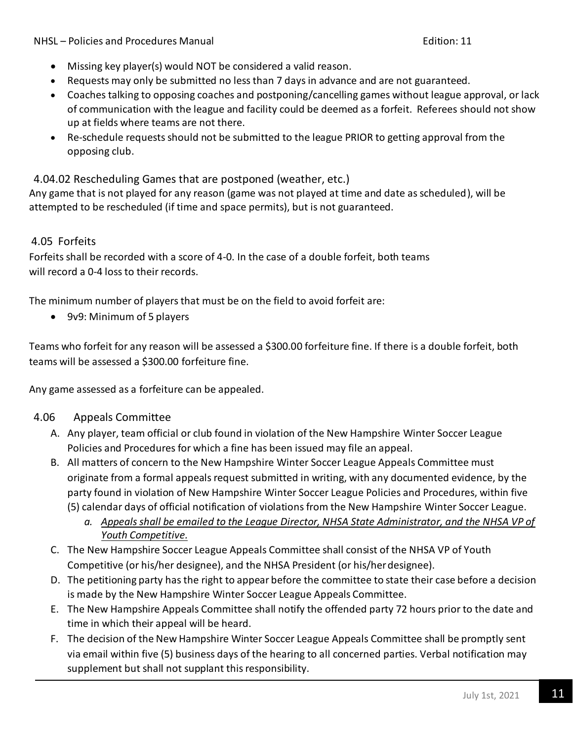- Missing key player(s) would NOT be considered a valid reason.
- Requests may only be submitted no less than 7 days in advance and are not guaranteed.
- Coaches talking to opposing coaches and postponing/cancelling games without league approval, or lack of communication with the league and facility could be deemed as a forfeit. Referees should not show up at fields where teams are not there.
- Re-schedule requests should not be submitted to the league PRIOR to getting approval from the opposing club.

### 4.04.02 Rescheduling Games that are postponed (weather, etc.)

Any game that is not played for any reason (game was not played at time and date as scheduled), will be attempted to be rescheduled (if time and space permits), but is not guaranteed.

## 4.05 Forfeits

Forfeits shall be recorded with a score of 4-0. In the case of a double forfeit, both teams will record a 0-4 loss to their records.

The minimum number of players that must be on the field to avoid forfeit are:

- 9v9: Minimum of 5 players

Teams who forfeit for any reason will be assessed a $300.00 forfeiture fine. If there is a double forfeit, both teams will be assessed a $300.00 forfeiture fine.

Any game assessed as a forfeiture can be appealed.

## 4.06 Appeals Committee

A. Any player, team official or club found in violation of the New Hampshire Winter Soccer League Policies and Procedures for which a fine has been issued may file an appeal.

B. All matters of concern to the New Hampshire Winter Soccer League Appeals Committee must originate from a formal appeals request submitted in writing, with any documented evidence, by the party found in violation of New Hampshire Winter Soccer League Policies and Procedures, within five (5) calendar days of official notification of violations from the New Hampshire Winter Soccer League.
   a. *<u>Appeals shall be emailed to the League Director, NHSA State Administrator, and the NHSA VP of Youth Competitive.</u>*

C. The New Hampshire Soccer League Appeals Committee shall consist of the NHSA VP of Youth Competitive (or his/her designee), and the NHSA President (or his/her designee).

D. The petitioning party has the right to appear before the committee to state their case before a decision is made by the New Hampshire Winter Soccer League Appeals Committee.

E. The New Hampshire Appeals Committee shall notify the offended party 72 hours prior to the date and time in which their appeal will be heard.

F. The decision of the New Hampshire Winter Soccer League Appeals Committee shall be promptly sent via email within five (5) business days of the hearing to all concerned parties. Verbal notification may supplement but shall not supplant this responsibility.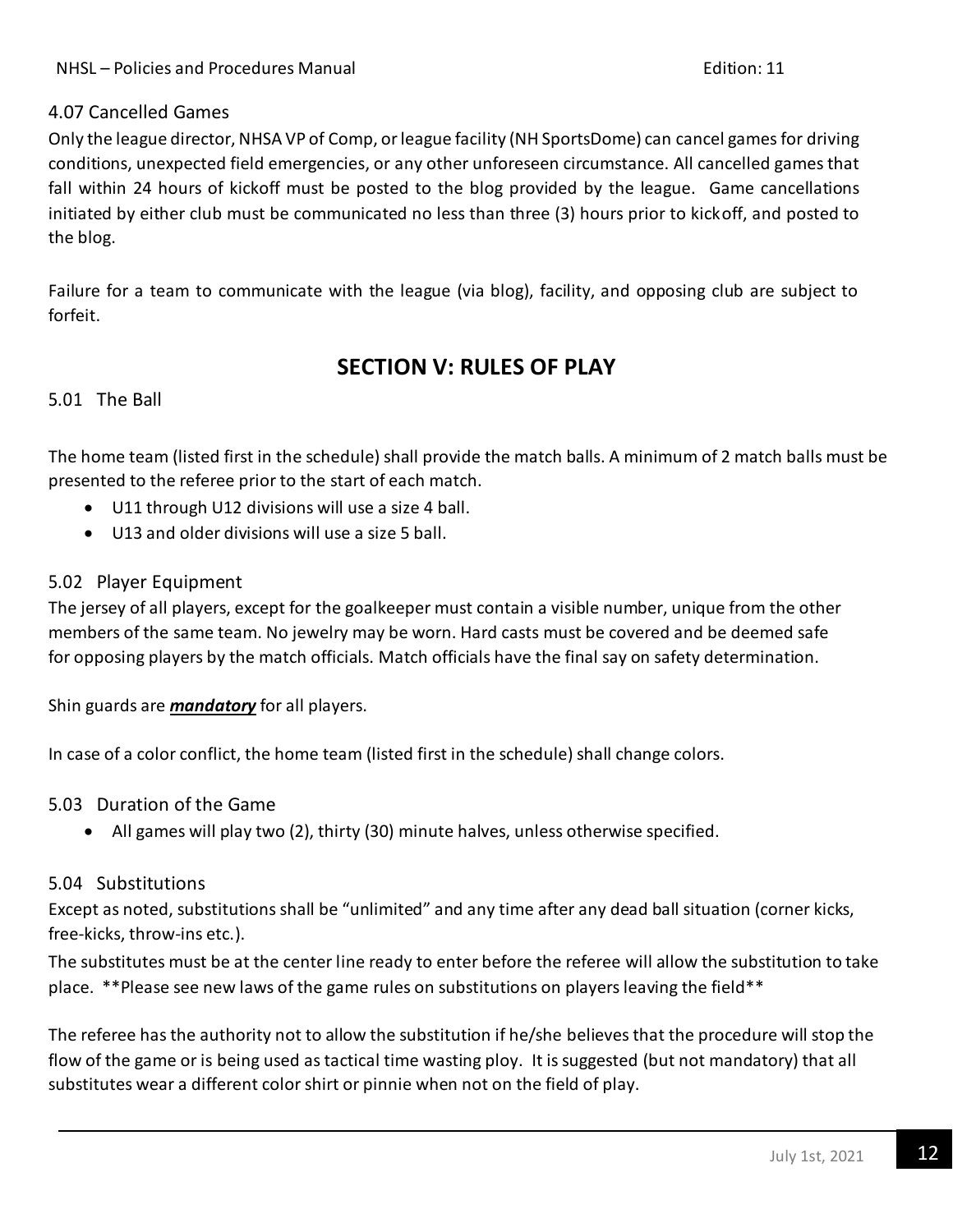### 4.07 Cancelled Games

Only the league director, NHSA VP of Comp, or league facility (NH SportsDome) can cancel games for driving conditions, unexpected field emergencies, or any other unforeseen circumstance. All cancelled games that fall within 24 hours of kickoff must be posted to the blog provided by the league. Game cancellations initiated by either club must be communicated no less than three (3) hours prior to kickoff, and posted to the blog.

Failure for a team to communicate with the league (via blog), facility, and opposing club are subject to forfeit.

## SECTION V: RULES OF PLAY

### 5.01 The Ball

The home team (listed first in the schedule) shall provide the match balls. A minimum of 2 match balls must be presented to the referee prior to the start of each match.

- U11 through U12 divisions will use a size 4 ball.
- U13 and older divisions will use a size 5 ball.

### 5.02 Player Equipment

The jersey of all players, except for the goalkeeper must contain a visible number, unique from the other members of the same team. No jewelry may be worn. Hard casts must be covered and be deemed safe for opposing players by the match officials. Match officials have the final say on safety determination.

Shin guards are ***mandatory*** for all players.

In case of a color conflict, the home team (listed first in the schedule) shall change colors.

### 5.03 Duration of the Game

- All games will play two (2), thirty (30) minute halves, unless otherwise specified.

### 5.04 Substitutions

Except as noted, substitutions shall be "unlimited" and any time after any dead ball situation (corner kicks, free-kicks, throw-ins etc.).

The substitutes must be at the center line ready to enter before the referee will allow the substitution to take place. **Please see new laws of the game rules on substitutions on players leaving the field**

The referee has the authority not to allow the substitution if he/she believes that the procedure will stop the flow of the game or is being used as tactical time wasting ploy. It is suggested (but not mandatory) that all substitutes wear a different color shirt or pinnie when not on the field of play.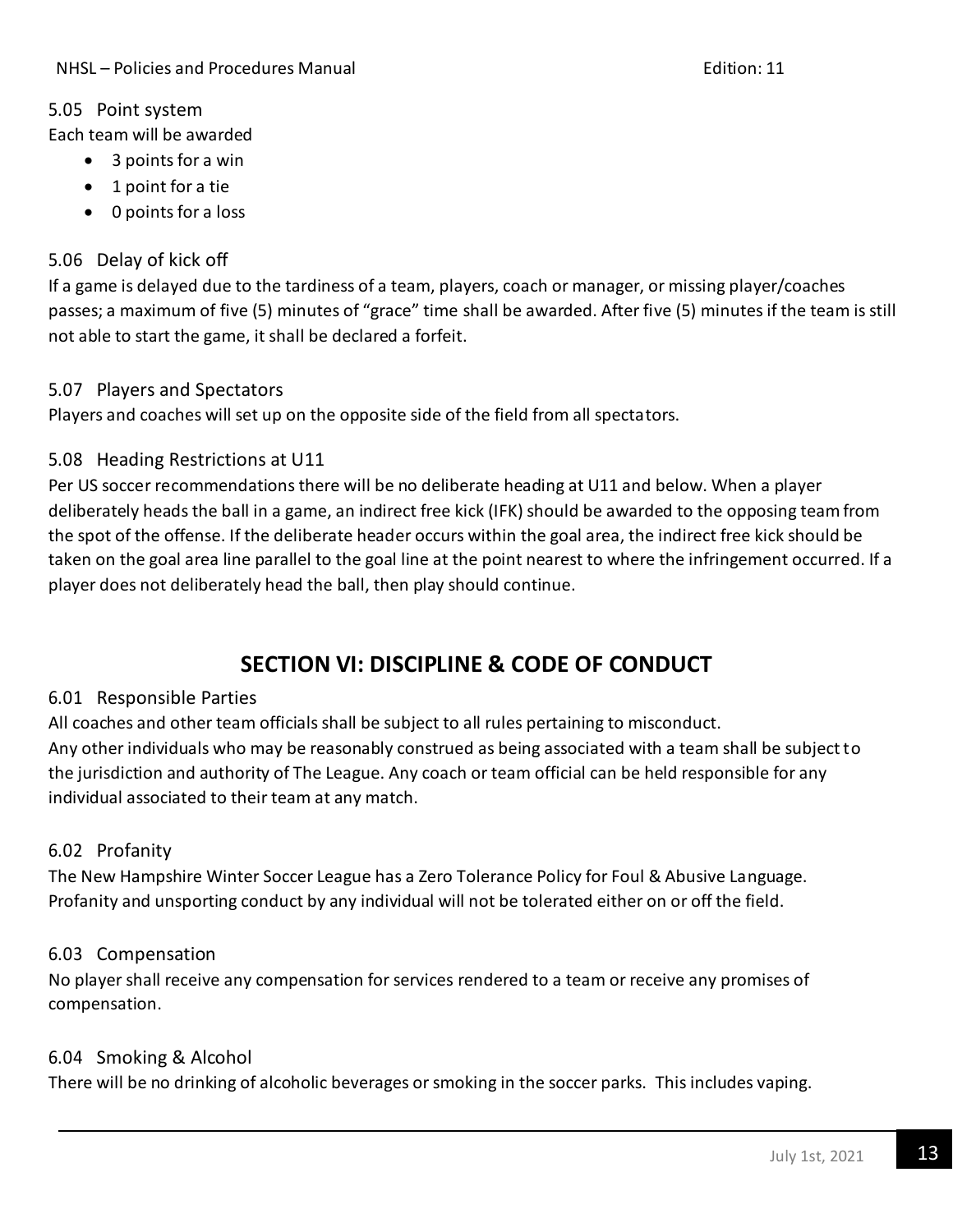### 5.05 Point system

Each team will be awarded

- 3 points for a win
- 1 point for a tie
- 0 points for a loss

### 5.06 Delay of kick off

If a game is delayed due to the tardiness of a team, players, coach or manager, or missing player/coaches passes; a maximum of five (5) minutes of "grace" time shall be awarded. After five (5) minutes if the team is still not able to start the game, it shall be declared a forfeit.

### 5.07 Players and Spectators

Players and coaches will set up on the opposite side of the field from all spectators.

### 5.08 Heading Restrictions at U11

Per US soccer recommendations there will be no deliberate heading at U11 and below. When a player deliberately heads the ball in a game, an indirect free kick (IFK) should be awarded to the opposing team from the spot of the offense. If the deliberate header occurs within the goal area, the indirect free kick should be taken on the goal area line parallel to the goal line at the point nearest to where the infringement occurred. If a player does not deliberately head the ball, then play should continue.

## SECTION VI: DISCIPLINE & CODE OF CONDUCT

### 6.01 Responsible Parties

All coaches and other team officials shall be subject to all rules pertaining to misconduct.
Any other individuals who may be reasonably construed as being associated with a team shall be subject to the jurisdiction and authority of The League. Any coach or team official can be held responsible for any individual associated to their team at any match.

### 6.02 Profanity

The New Hampshire Winter Soccer League has a Zero Tolerance Policy for Foul & Abusive Language. Profanity and unsporting conduct by any individual will not be tolerated either on or off the field.

### 6.03 Compensation

No player shall receive any compensation for services rendered to a team or receive any promises of compensation.

### 6.04 Smoking & Alcohol

There will be no drinking of alcoholic beverages or smoking in the soccer parks. This includes vaping.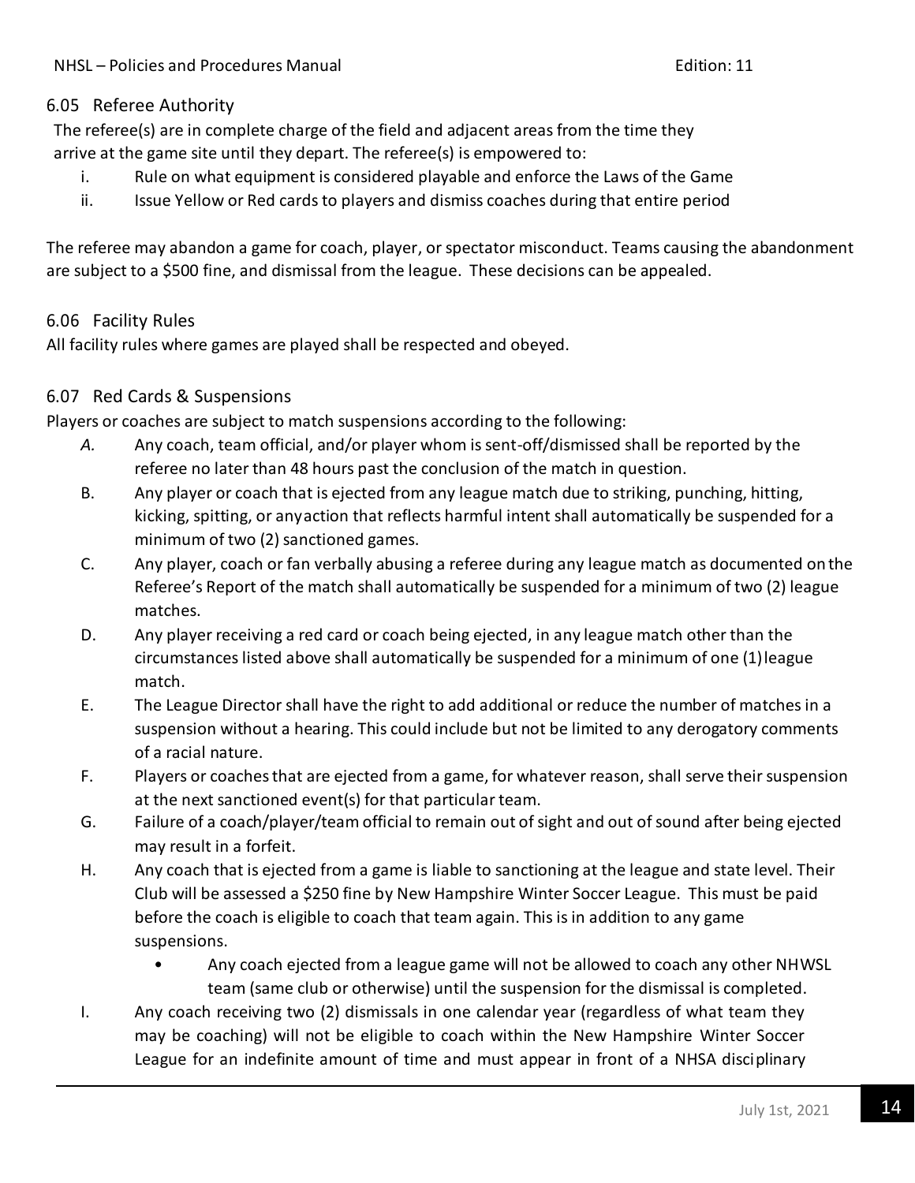### 6.05 Referee Authority

The referee(s) are in complete charge of the field and adjacent areas from the time they arrive at the game site until they depart. The referee(s) is empowered to:

i. Rule on what equipment is considered playable and enforce the Laws of the Game
ii. Issue Yellow or Red cards to players and dismiss coaches during that entire period

The referee may abandon a game for coach, player, or spectator misconduct. Teams causing the abandonment are subject to a $500 fine, and dismissal from the league. These decisions can be appealed.

### 6.06 Facility Rules

All facility rules where games are played shall be respected and obeyed.

### 6.07 Red Cards & Suspensions

Players or coaches are subject to match suspensions according to the following:

*A.* Any coach, team official, and/or player whom is sent-off/dismissed shall be reported by the referee no later than 48 hours past the conclusion of the match in question.

B. Any player or coach that is ejected from any league match due to striking, punching, hitting, kicking, spitting, or anyaction that reflects harmful intent shall automatically be suspended for a minimum of two (2) sanctioned games.

C. Any player, coach or fan verbally abusing a referee during any league match as documented on the Referee's Report of the match shall automatically be suspended for a minimum of two (2) league matches.

D. Any player receiving a red card or coach being ejected, in any league match other than the circumstances listed above shall automatically be suspended for a minimum of one (1) league match.

E. The League Director shall have the right to add additional or reduce the number of matches in a suspension without a hearing. This could include but not be limited to any derogatory comments of a racial nature.

F. Players or coaches that are ejected from a game, for whatever reason, shall serve their suspension at the next sanctioned event(s) for that particular team.

G. Failure of a coach/player/team official to remain out of sight and out of sound after being ejected may result in a forfeit.

H. Any coach that is ejected from a game is liable to sanctioning at the league and state level. Their Club will be assessed a $250 fine by New Hampshire Winter Soccer League. This must be paid before the coach is eligible to coach that team again. This is in addition to any game suspensions.

- Any coach ejected from a league game will not be allowed to coach any other NHWSL team (same club or otherwise) until the suspension for the dismissal is completed.

I. Any coach receiving two (2) dismissals in one calendar year (regardless of what team they may be coaching) will not be eligible to coach within the New Hampshire Winter Soccer League for an indefinite amount of time and must appear in front of a NHSA disciplinary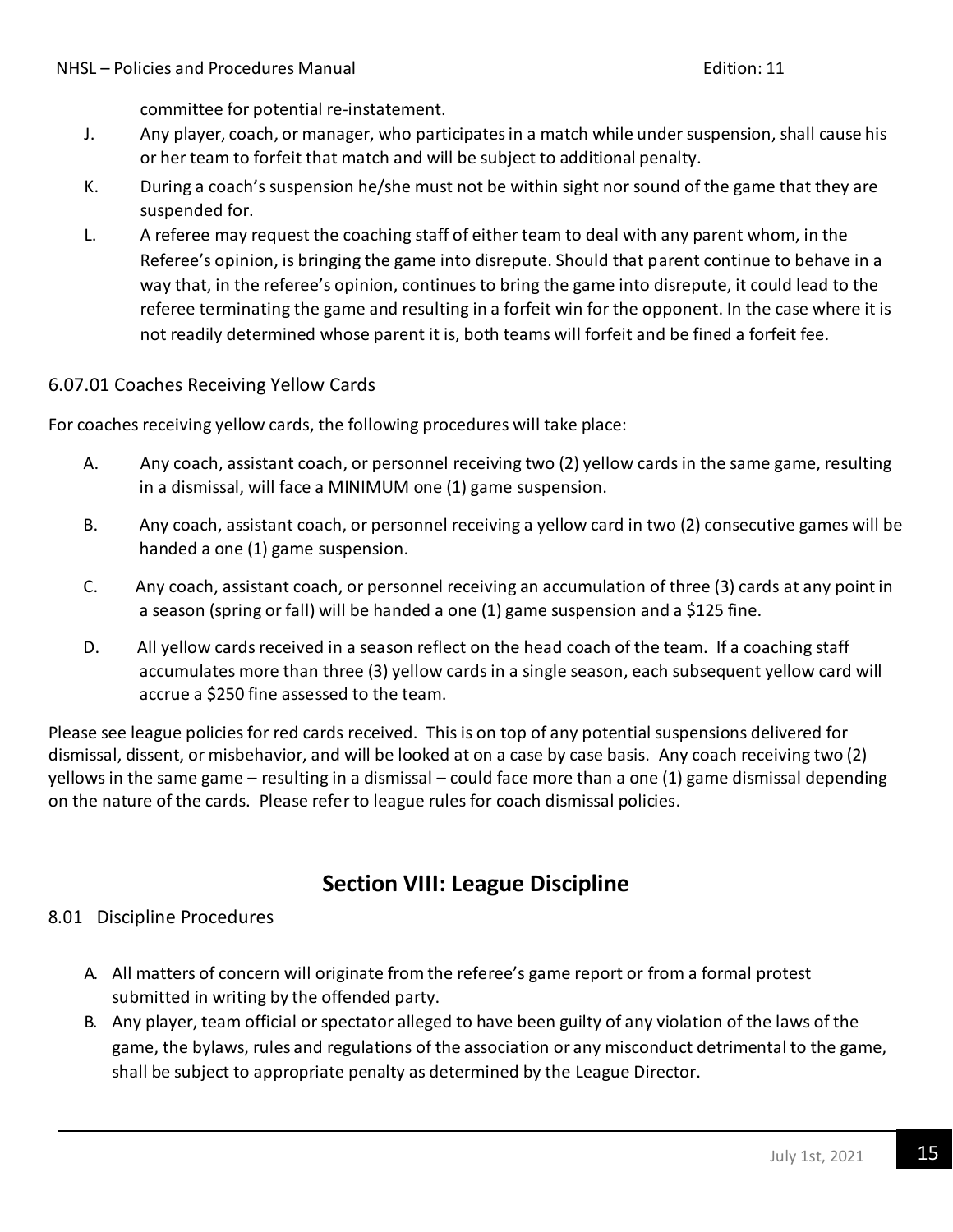committee for potential re-instatement.

J. Any player, coach, or manager, who participates in a match while under suspension, shall cause his or her team to forfeit that match and will be subject to additional penalty.

K. During a coach's suspension he/she must not be within sight nor sound of the game that they are suspended for.

L. A referee may request the coaching staff of either team to deal with any parent whom, in the Referee's opinion, is bringing the game into disrepute. Should that parent continue to behave in a way that, in the referee's opinion, continues to bring the game into disrepute, it could lead to the referee terminating the game and resulting in a forfeit win for the opponent. In the case where it is not readily determined whose parent it is, both teams will forfeit and be fined a forfeit fee.

### 6.07.01 Coaches Receiving Yellow Cards

For coaches receiving yellow cards, the following procedures will take place:

A. Any coach, assistant coach, or personnel receiving two (2) yellow cards in the same game, resulting in a dismissal, will face a MINIMUM one (1) game suspension.

B. Any coach, assistant coach, or personnel receiving a yellow card in two (2) consecutive games will be handed a one (1) game suspension.

C. Any coach, assistant coach, or personnel receiving an accumulation of three (3) cards at any point in a season (spring or fall) will be handed a one (1) game suspension and a $125 fine.

D. All yellow cards received in a season reflect on the head coach of the team. If a coaching staff accumulates more than three (3) yellow cards in a single season, each subsequent yellow card will accrue a $250 fine assessed to the team.

Please see league policies for red cards received. This is on top of any potential suspensions delivered for dismissal, dissent, or misbehavior, and will be looked at on a case by case basis. Any coach receiving two (2) yellows in the same game – resulting in a dismissal – could face more than a one (1) game dismissal depending on the nature of the cards. Please refer to league rules for coach dismissal policies.

## Section VIII: League Discipline

### 8.01 Discipline Procedures

A. All matters of concern will originate from the referee's game report or from a formal protest submitted in writing by the offended party.

B. Any player, team official or spectator alleged to have been guilty of any violation of the laws of the game, the bylaws, rules and regulations of the association or any misconduct detrimental to the game, shall be subject to appropriate penalty as determined by the League Director.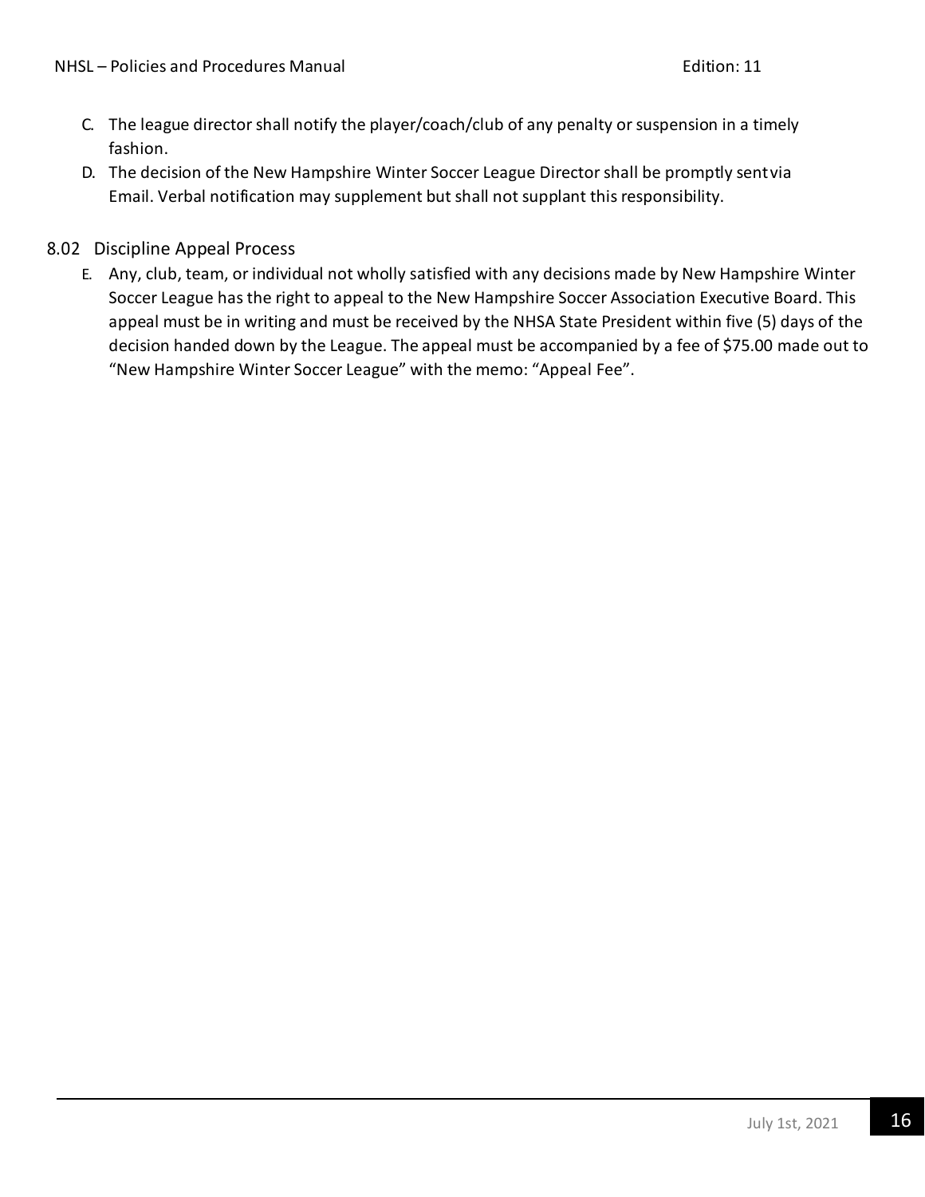C. The league director shall notify the player/coach/club of any penalty or suspension in a timely fashion.

D. The decision of the New Hampshire Winter Soccer League Director shall be promptly sent via Email. Verbal notification may supplement but shall not supplant this responsibility.

## 8.02 Discipline Appeal Process

E. Any, club, team, or individual not wholly satisfied with any decisions made by New Hampshire Winter Soccer League has the right to appeal to the New Hampshire Soccer Association Executive Board. This appeal must be in writing and must be received by the NHSA State President within five (5) days of the decision handed down by the League. The appeal must be accompanied by a fee of $75.00 made out to "New Hampshire Winter Soccer League" with the memo: "Appeal Fee".